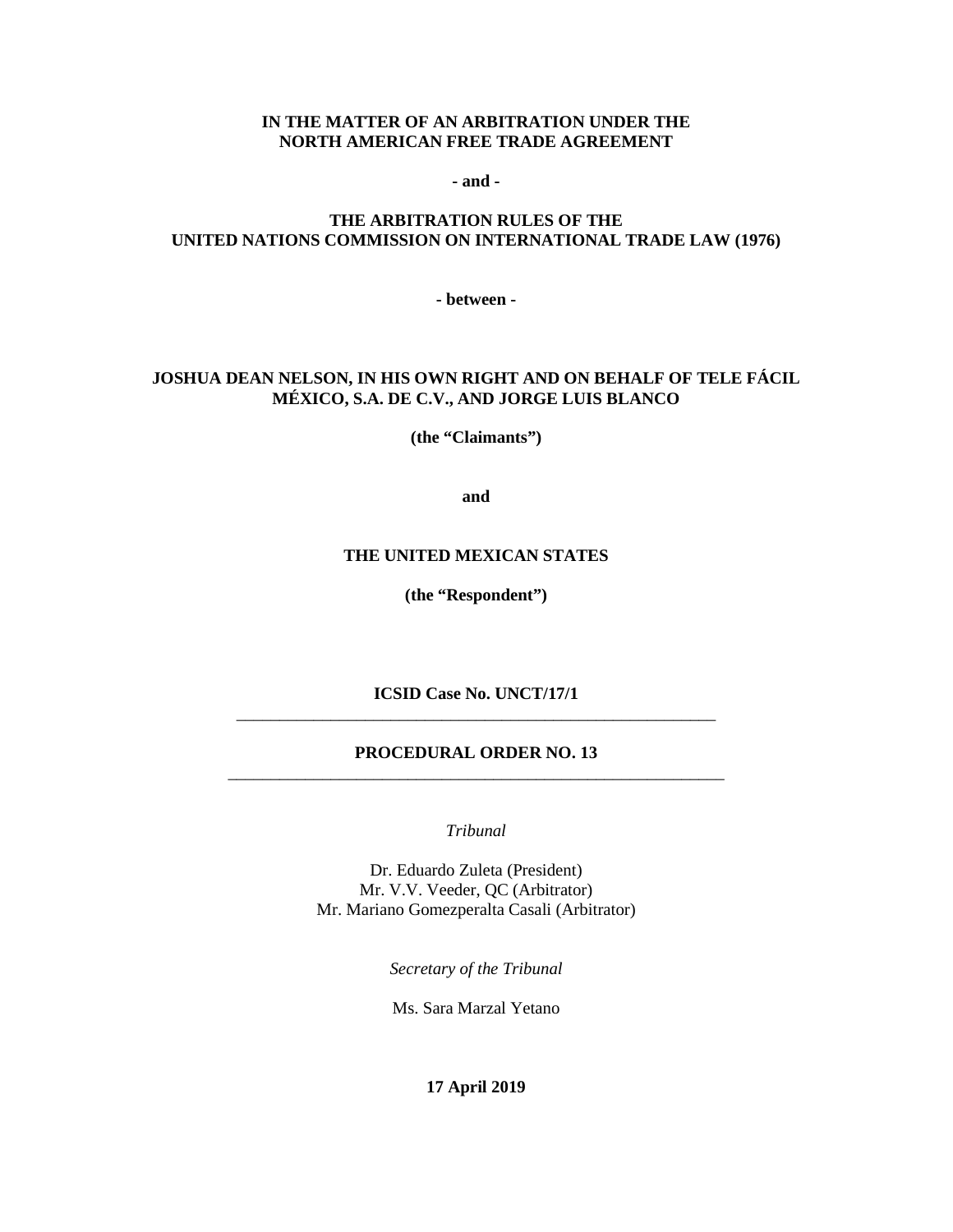**IN THE MATTER OF AN ARBITRATION UNDER THE NORTH AMERICAN FREE TRADE AGREEMENT**

**- and -**

**THE ARBITRATION RULES OF THE UNITED NATIONS COMMISSION ON INTERNATIONAL TRADE LAW (1976)**

**- between -**

**JOSHUA DEAN NELSON, IN HIS OWN RIGHT AND ON BEHALF OF TELE FÁCIL MÉXICO, S.A. DE C.V., AND JORGE LUIS BLANCO**

**(the "Claimants")**

**and**

**THE UNITED MEXICAN STATES**

**(the "Respondent")**

**ICSID Case No. UNCT/17/1**

---

# PROCEDURAL ORDER NO. 13

---

*Tribunal*

Dr. Eduardo Zuleta (President)
Mr. V.V. Veeder, QC (Arbitrator)
Mr. Mariano Gomezperalta Casali (Arbitrator)

*Secretary of the Tribunal*

Ms. Sara Marzal Yetano

**17 April 2019**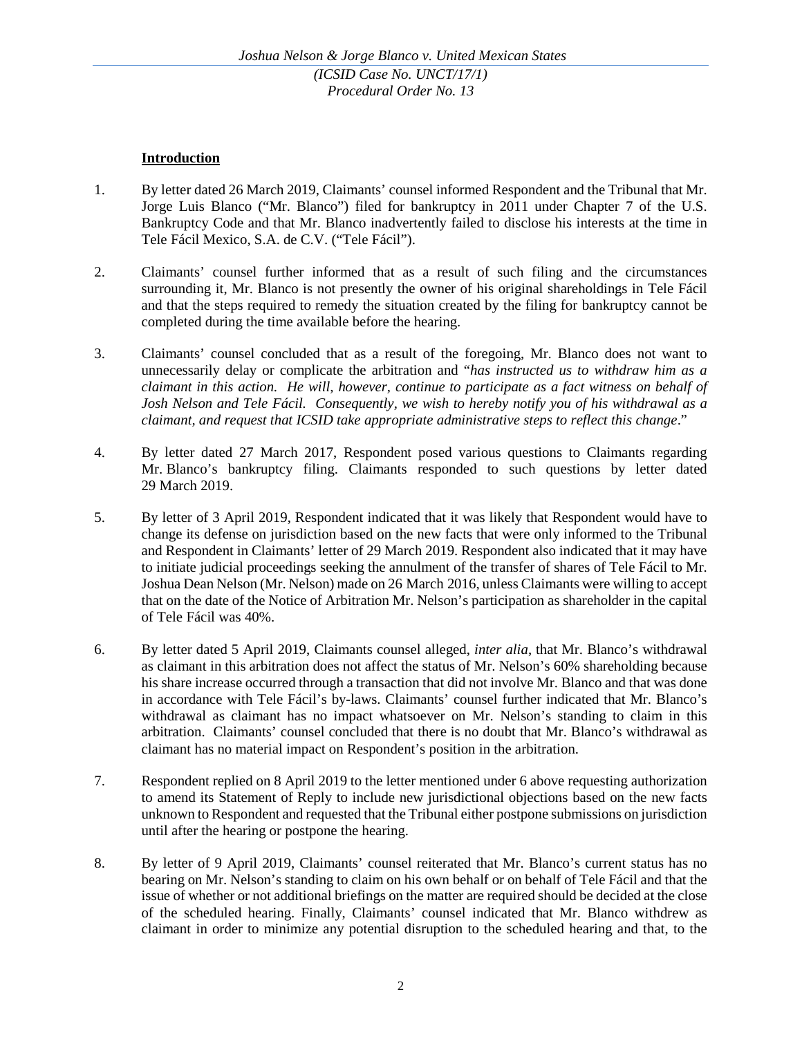## Introduction

1. By letter dated 26 March 2019, Claimants' counsel informed Respondent and the Tribunal that Mr. Jorge Luis Blanco ("Mr. Blanco") filed for bankruptcy in 2011 under Chapter 7 of the U.S. Bankruptcy Code and that Mr. Blanco inadvertently failed to disclose his interests at the time in Tele Fácil Mexico, S.A. de C.V. ("Tele Fácil").

2. Claimants' counsel further informed that as a result of such filing and the circumstances surrounding it, Mr. Blanco is not presently the owner of his original shareholdings in Tele Fácil and that the steps required to remedy the situation created by the filing for bankruptcy cannot be completed during the time available before the hearing.

3. Claimants' counsel concluded that as a result of the foregoing, Mr. Blanco does not want to unnecessarily delay or complicate the arbitration and "*has instructed us to withdraw him as a claimant in this action. He will, however, continue to participate as a fact witness on behalf of Josh Nelson and Tele Fácil. Consequently, we wish to hereby notify you of his withdrawal as a claimant, and request that ICSID take appropriate administrative steps to reflect this change*."

4. By letter dated 27 March 2017, Respondent posed various questions to Claimants regarding Mr. Blanco's bankruptcy filing. Claimants responded to such questions by letter dated 29 March 2019.

5. By letter of 3 April 2019, Respondent indicated that it was likely that Respondent would have to change its defense on jurisdiction based on the new facts that were only informed to the Tribunal and Respondent in Claimants' letter of 29 March 2019. Respondent also indicated that it may have to initiate judicial proceedings seeking the annulment of the transfer of shares of Tele Fácil to Mr. Joshua Dean Nelson (Mr. Nelson) made on 26 March 2016, unless Claimants were willing to accept that on the date of the Notice of Arbitration Mr. Nelson's participation as shareholder in the capital of Tele Fácil was 40%.

6. By letter dated 5 April 2019, Claimants counsel alleged, *inter alia*, that Mr. Blanco's withdrawal as claimant in this arbitration does not affect the status of Mr. Nelson's 60% shareholding because his share increase occurred through a transaction that did not involve Mr. Blanco and that was done in accordance with Tele Fácil's by-laws. Claimants' counsel further indicated that Mr. Blanco's withdrawal as claimant has no impact whatsoever on Mr. Nelson's standing to claim in this arbitration. Claimants' counsel concluded that there is no doubt that Mr. Blanco's withdrawal as claimant has no material impact on Respondent's position in the arbitration.

7. Respondent replied on 8 April 2019 to the letter mentioned under 6 above requesting authorization to amend its Statement of Reply to include new jurisdictional objections based on the new facts unknown to Respondent and requested that the Tribunal either postpone submissions on jurisdiction until after the hearing or postpone the hearing.

8. By letter of 9 April 2019, Claimants' counsel reiterated that Mr. Blanco's current status has no bearing on Mr. Nelson's standing to claim on his own behalf or on behalf of Tele Fácil and that the issue of whether or not additional briefings on the matter are required should be decided at the close of the scheduled hearing. Finally, Claimants' counsel indicated that Mr. Blanco withdrew as claimant in order to minimize any potential disruption to the scheduled hearing and that, to the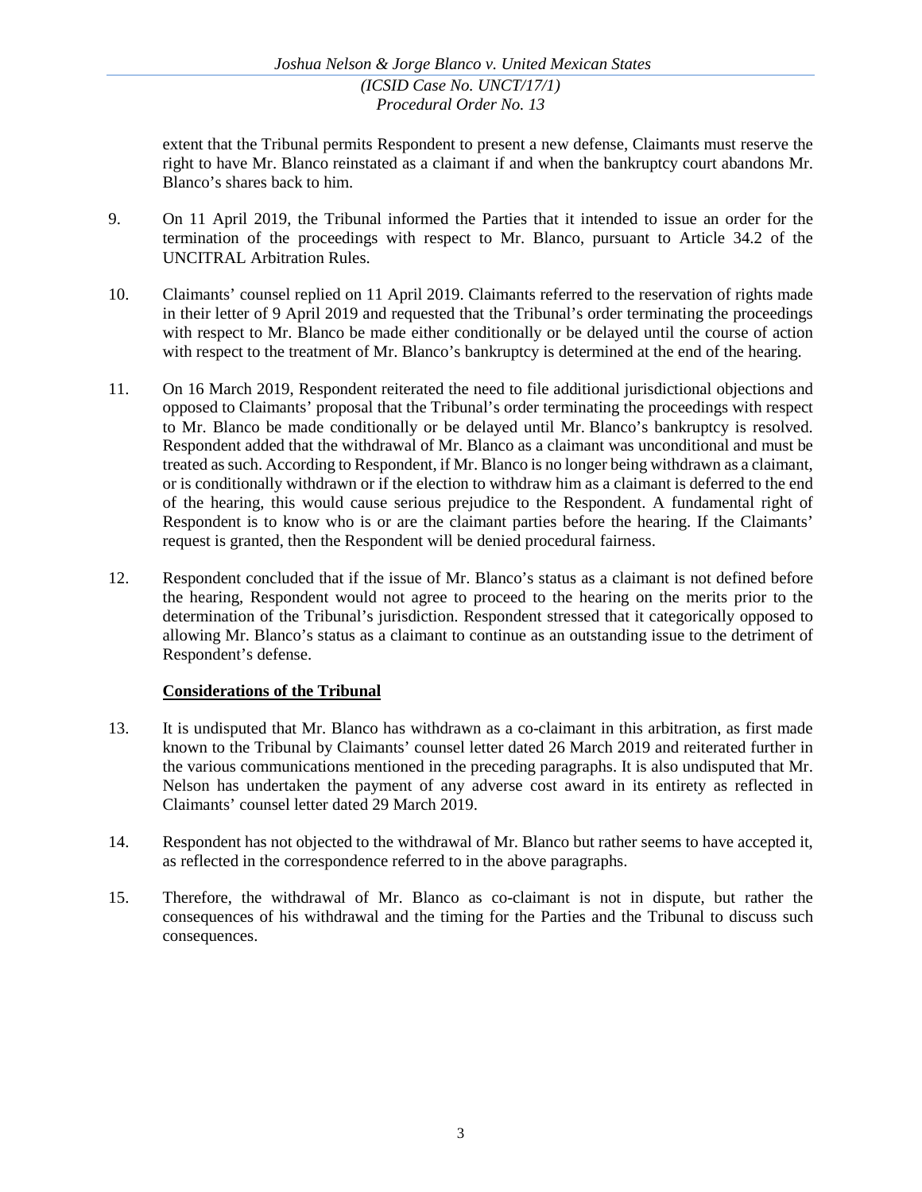extent that the Tribunal permits Respondent to present a new defense, Claimants must reserve the right to have Mr. Blanco reinstated as a claimant if and when the bankruptcy court abandons Mr. Blanco's shares back to him.

9. On 11 April 2019, the Tribunal informed the Parties that it intended to issue an order for the termination of the proceedings with respect to Mr. Blanco, pursuant to Article 34.2 of the UNCITRAL Arbitration Rules.

10. Claimants' counsel replied on 11 April 2019. Claimants referred to the reservation of rights made in their letter of 9 April 2019 and requested that the Tribunal's order terminating the proceedings with respect to Mr. Blanco be made either conditionally or be delayed until the course of action with respect to the treatment of Mr. Blanco's bankruptcy is determined at the end of the hearing.

11. On 16 March 2019, Respondent reiterated the need to file additional jurisdictional objections and opposed to Claimants' proposal that the Tribunal's order terminating the proceedings with respect to Mr. Blanco be made conditionally or be delayed until Mr. Blanco's bankruptcy is resolved. Respondent added that the withdrawal of Mr. Blanco as a claimant was unconditional and must be treated as such. According to Respondent, if Mr. Blanco is no longer being withdrawn as a claimant, or is conditionally withdrawn or if the election to withdraw him as a claimant is deferred to the end of the hearing, this would cause serious prejudice to the Respondent. A fundamental right of Respondent is to know who is or are the claimant parties before the hearing. If the Claimants' request is granted, then the Respondent will be denied procedural fairness.

12. Respondent concluded that if the issue of Mr. Blanco's status as a claimant is not defined before the hearing, Respondent would not agree to proceed to the hearing on the merits prior to the determination of the Tribunal's jurisdiction. Respondent stressed that it categorically opposed to allowing Mr. Blanco's status as a claimant to continue as an outstanding issue to the detriment of Respondent's defense.

**Considerations of the Tribunal**

13. It is undisputed that Mr. Blanco has withdrawn as a co-claimant in this arbitration, as first made known to the Tribunal by Claimants' counsel letter dated 26 March 2019 and reiterated further in the various communications mentioned in the preceding paragraphs. It is also undisputed that Mr. Nelson has undertaken the payment of any adverse cost award in its entirety as reflected in Claimants' counsel letter dated 29 March 2019.

14. Respondent has not objected to the withdrawal of Mr. Blanco but rather seems to have accepted it, as reflected in the correspondence referred to in the above paragraphs.

15. Therefore, the withdrawal of Mr. Blanco as co-claimant is not in dispute, but rather the consequences of his withdrawal and the timing for the Parties and the Tribunal to discuss such consequences.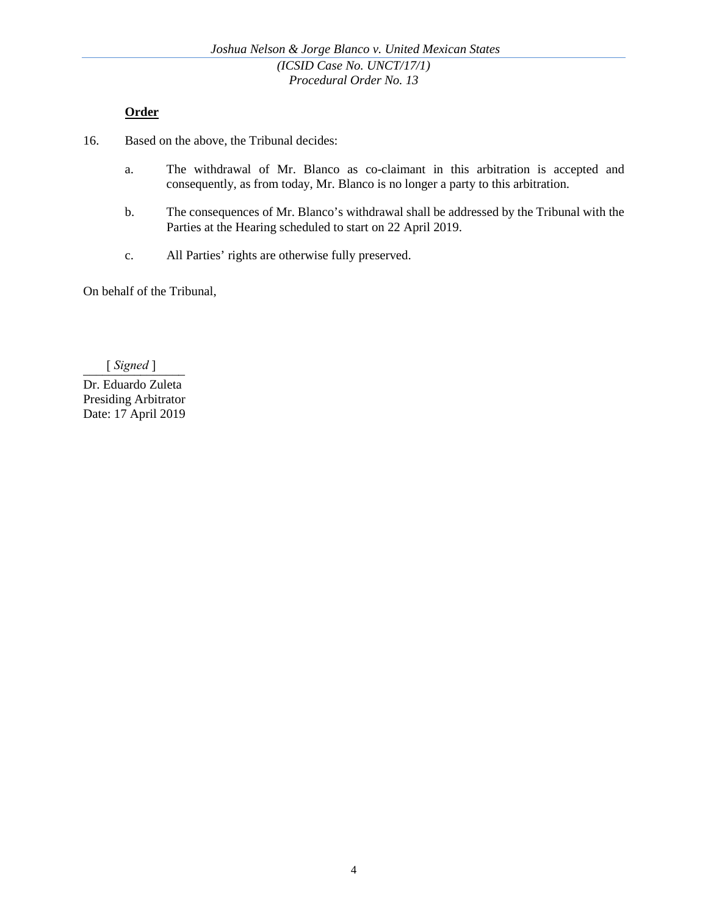**Order**

16. Based on the above, the Tribunal decides:

   a. The withdrawal of Mr. Blanco as co-claimant in this arbitration is accepted and consequently, as from today, Mr. Blanco is no longer a party to this arbitration.

   b. The consequences of Mr. Blanco's withdrawal shall be addressed by the Tribunal with the Parties at the Hearing scheduled to start on 22 April 2019.

   c. All Parties' rights are otherwise fully preserved.

On behalf of the Tribunal,

[ *Signed* ]

Dr. Eduardo Zuleta
Presiding Arbitrator
Date: 17 April 2019